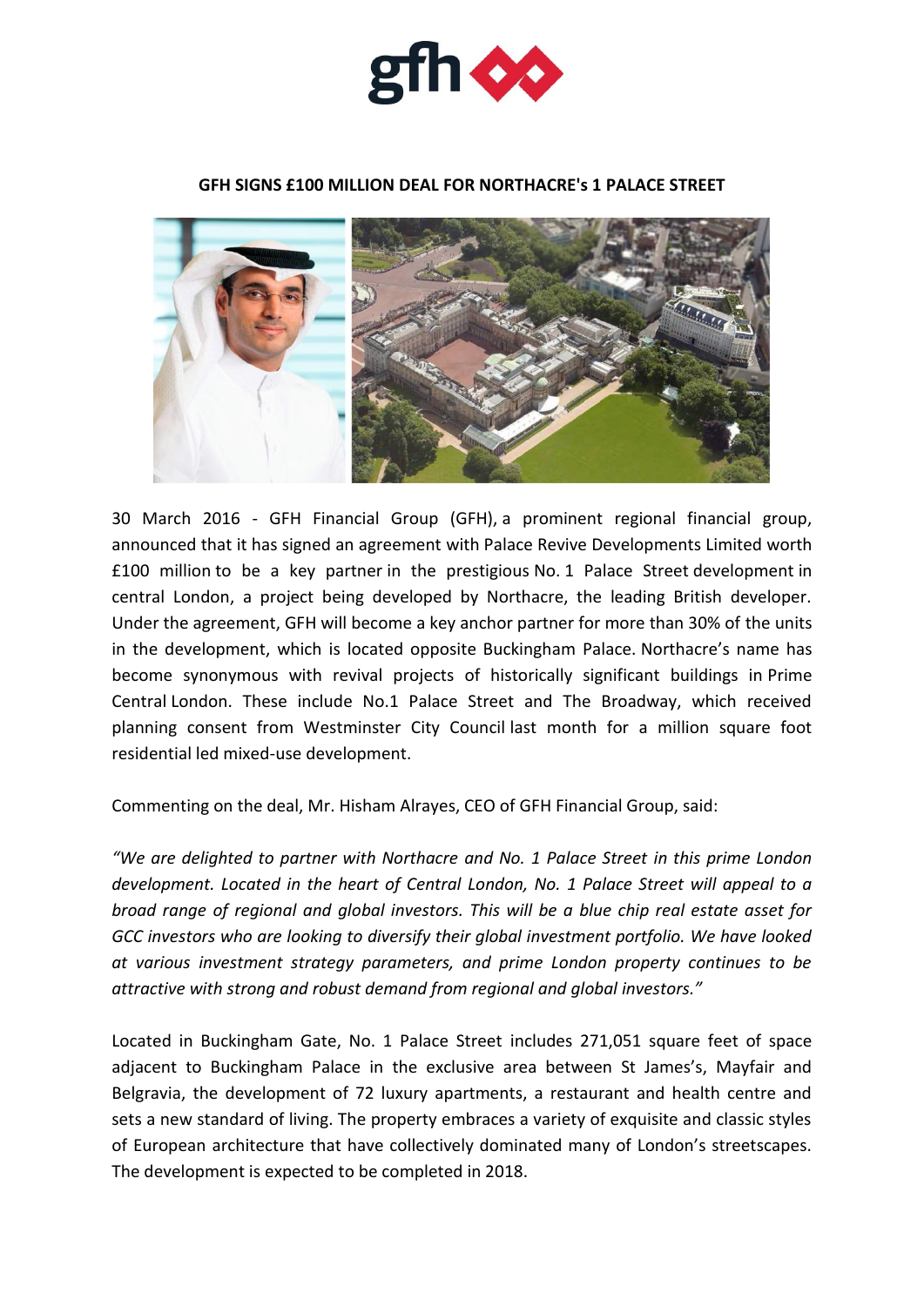# GFH SIGNS £100 MILLION DEAL FOR NORTHACRE's 1 PALACE STREET

30 March 2016 - GFH Financial Group (GFH), a prominent regional financial group, announced that it has signed an agreement with Palace Revive Developments Limited worth £100 million to be a key partner in the prestigious No. 1 Palace Street development in central London, a project being developed by Northacre, the leading British developer. Under the agreement, GFH will become a key anchor partner for more than 30% of the units in the development, which is located opposite Buckingham Palace. Northacre's name has become synonymous with revival projects of historically significant buildings in Prime Central London. These include No.1 Palace Street and The Broadway, which received planning consent from Westminster City Council last month for a million square foot residential led mixed-use development.

Commenting on the deal, Mr. Hisham Alrayes, CEO of GFH Financial Group, said:

*"We are delighted to partner with Northacre and No. 1 Palace Street in this prime London development. Located in the heart of Central London, No. 1 Palace Street will appeal to a broad range of regional and global investors. This will be a blue chip real estate asset for GCC investors who are looking to diversify their global investment portfolio. We have looked at various investment strategy parameters, and prime London property continues to be attractive with strong and robust demand from regional and global investors."*

Located in Buckingham Gate, No. 1 Palace Street includes 271,051 square feet of space adjacent to Buckingham Palace in the exclusive area between St James's, Mayfair and Belgravia, the development of 72 luxury apartments, a restaurant and health centre and sets a new standard of living. The property embraces a variety of exquisite and classic styles of European architecture that have collectively dominated many of London's streetscapes. The development is expected to be completed in 2018.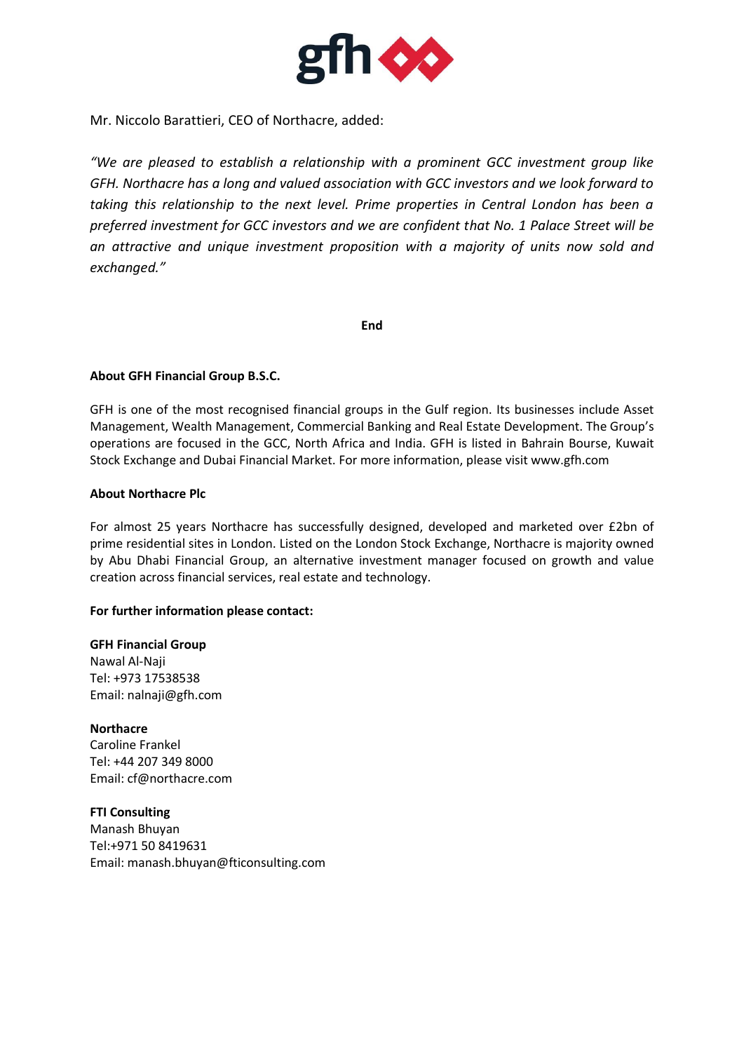Mr. Niccolo Barattieri, CEO of Northacre, added:

*"We are pleased to establish a relationship with a prominent GCC investment group like GFH. Northacre has a long and valued association with GCC investors and we look forward to taking this relationship to the next level. Prime properties in Central London has been a preferred investment for GCC investors and we are confident that No. 1 Palace Street will be an attractive and unique investment proposition with a majority of units now sold and exchanged."*

**End**

**About GFH Financial Group B.S.C.**

GFH is one of the most recognised financial groups in the Gulf region. Its businesses include Asset Management, Wealth Management, Commercial Banking and Real Estate Development. The Group's operations are focused in the GCC, North Africa and India. GFH is listed in Bahrain Bourse, Kuwait Stock Exchange and Dubai Financial Market. For more information, please visit www.gfh.com

**About Northacre Plc**

For almost 25 years Northacre has successfully designed, developed and marketed over £2bn of prime residential sites in London. Listed on the London Stock Exchange, Northacre is majority owned by Abu Dhabi Financial Group, an alternative investment manager focused on growth and value creation across financial services, real estate and technology.

**For further information please contact:**

**GFH Financial Group**
Nawal Al-Naji
Tel: +973 17538538
Email: nalnaji@gfh.com

**Northacre**
Caroline Frankel
Tel: +44 207 349 8000
Email: cf@northacre.com

**FTI Consulting**
Manash Bhuyan
Tel:+971 50 8419631
Email: manash.bhuyan@fticonsulting.com